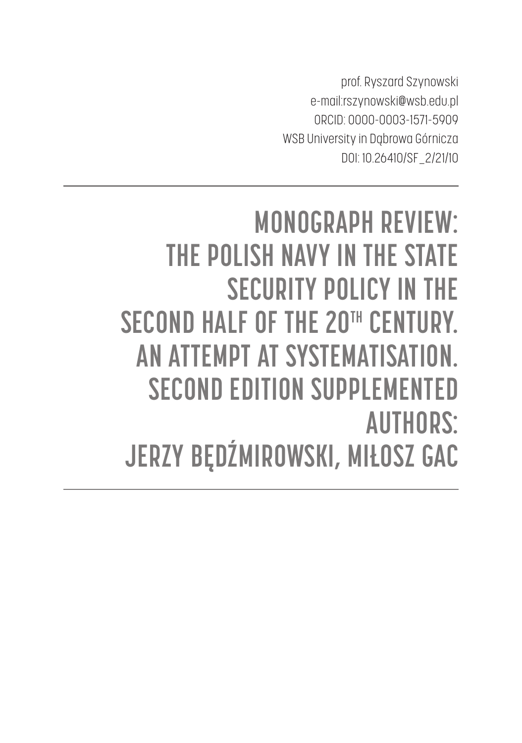prof. Ryszard Szynowski
e-mail:rszynowski@wsb.edu.pl
ORCID: 0000-0003-1571-5909
WSB University in Dąbrowa Górnicza
DOI: 10.26410/SF_2/21/10

# MONOGRAPH REVIEW: THE POLISH NAVY IN THE STATE SECURITY POLICY IN THE SECOND HALF OF THE 20TH CENTURY. AN ATTEMPT AT SYSTEMATISATION. SECOND EDITION SUPPLEMENTED AUTHORS: JERZY BĘDŹMIROWSKI, MIŁOSZ GAC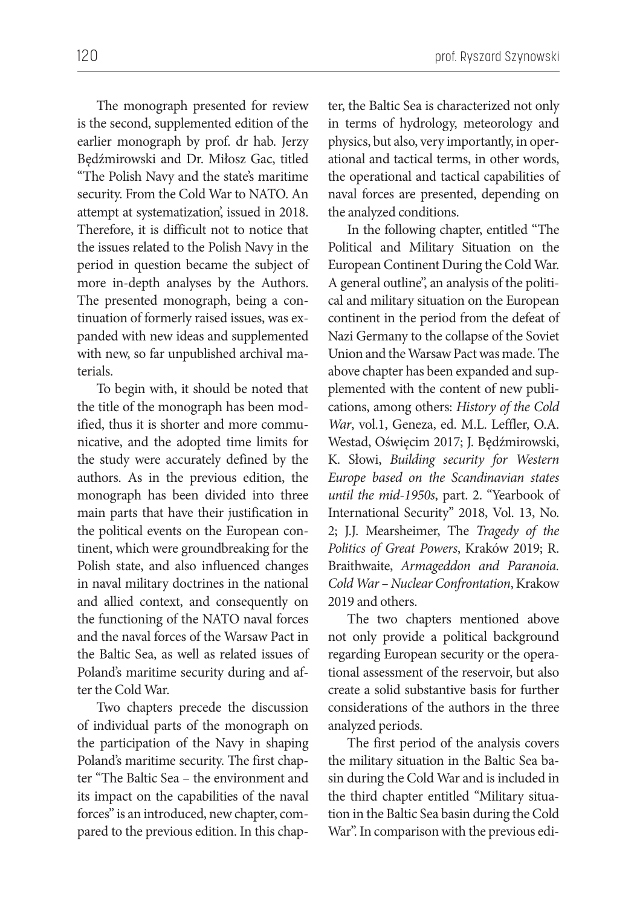The monograph presented for review is the second, supplemented edition of the earlier monograph by prof. dr hab. Jerzy Będźmirowski and Dr. Miłosz Gac, titled "The Polish Navy and the state's maritime security. From the Cold War to NATO. An attempt at systematization", issued in 2018. Therefore, it is difficult not to notice that the issues related to the Polish Navy in the period in question became the subject of more in-depth analyses by the Authors. The presented monograph, being a continuation of formerly raised issues, was expanded with new ideas and supplemented with new, so far unpublished archival materials.

To begin with, it should be noted that the title of the monograph has been modified, thus it is shorter and more communicative, and the adopted time limits for the study were accurately defined by the authors. As in the previous edition, the monograph has been divided into three main parts that have their justification in the political events on the European continent, which were groundbreaking for the Polish state, and also influenced changes in naval military doctrines in the national and allied context, and consequently on the functioning of the NATO naval forces and the naval forces of the Warsaw Pact in the Baltic Sea, as well as related issues of Poland's maritime security during and after the Cold War.

Two chapters precede the discussion of individual parts of the monograph on the participation of the Navy in shaping Poland's maritime security. The first chapter "The Baltic Sea – the environment and its impact on the capabilities of the naval forces" is an introduced, new chapter, compared to the previous edition. In this chapter, the Baltic Sea is characterized not only in terms of hydrology, meteorology and physics, but also, very importantly, in operational and tactical terms, in other words, the operational and tactical capabilities of naval forces are presented, depending on the analyzed conditions.

In the following chapter, entitled "The Political and Military Situation on the European Continent During the Cold War. A general outline", an analysis of the political and military situation on the European continent in the period from the defeat of Nazi Germany to the collapse of the Soviet Union and the Warsaw Pact was made. The above chapter has been expanded and supplemented with the content of new publications, among others: *History of the Cold War*, vol.1, Geneza, ed. M.L. Leffler, O.A. Westad, Oświęcim 2017; J. Będźmirowski, K. Słowi, *Building security for Western Europe based on the Scandinavian states until the mid-1950s*, part. 2. "Yearbook of International Security" 2018, Vol. 13, No. 2; J.J. Mearsheimer, The *Tragedy of the Politics of Great Powers*, Kraków 2019; R. Braithwaite, *Armageddon and Paranoia. Cold War – Nuclear Confrontation*, Krakow 2019 and others.

The two chapters mentioned above not only provide a political background regarding European security or the operational assessment of the reservoir, but also create a solid substantive basis for further considerations of the authors in the three analyzed periods.

The first period of the analysis covers the military situation in the Baltic Sea basin during the Cold War and is included in the third chapter entitled "Military situation in the Baltic Sea basin during the Cold War". In comparison with the previous edi-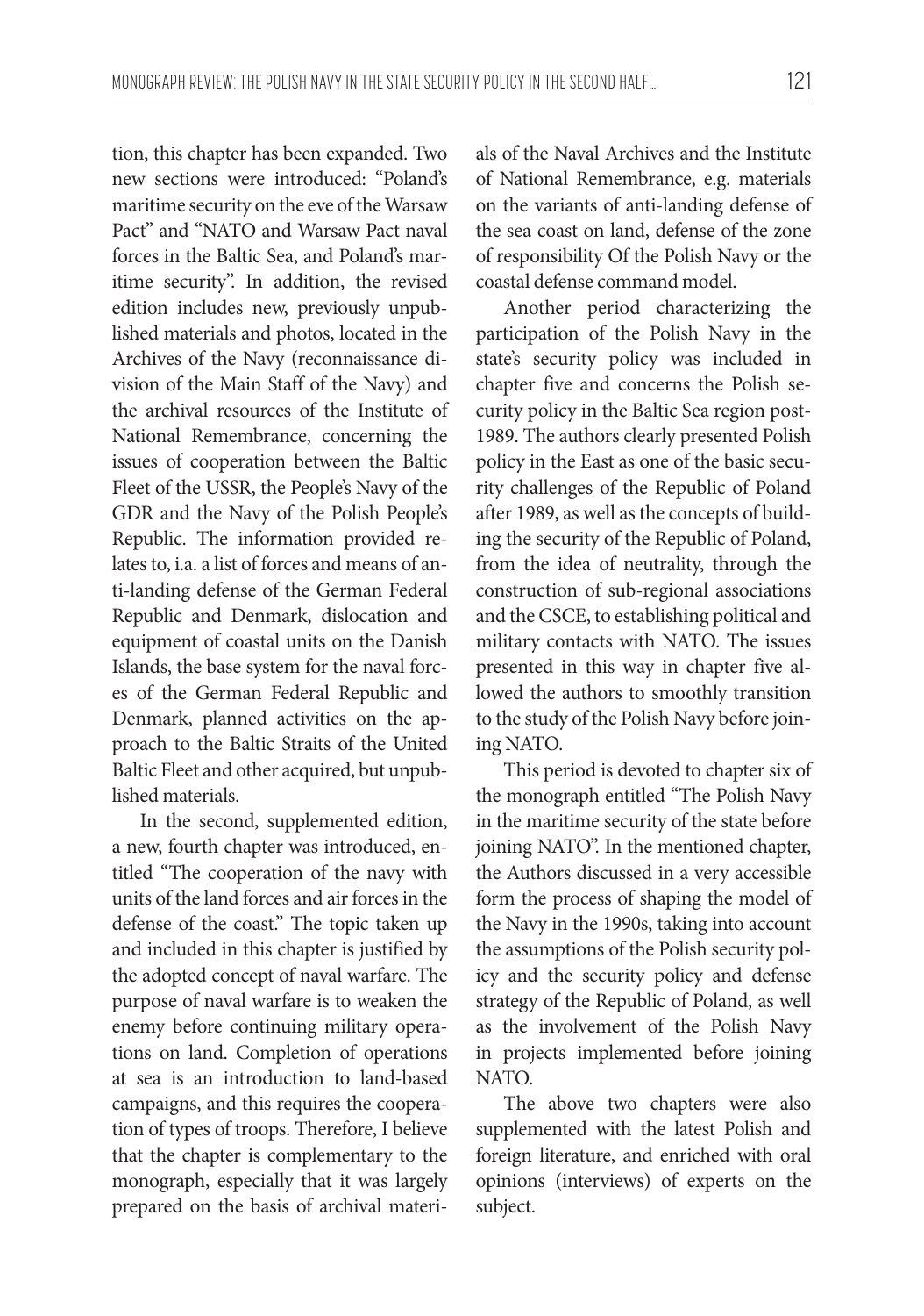tion, this chapter has been expanded. Two new sections were introduced: "Poland's maritime security on the eve of the Warsaw Pact" and "NATO and Warsaw Pact naval forces in the Baltic Sea, and Poland's maritime security". In addition, the revised edition includes new, previously unpublished materials and photos, located in the Archives of the Navy (reconnaissance division of the Main Staff of the Navy) and the archival resources of the Institute of National Remembrance, concerning the issues of cooperation between the Baltic Fleet of the USSR, the People's Navy of the GDR and the Navy of the Polish People's Republic. The information provided relates to, i.a. a list of forces and means of anti-landing defense of the German Federal Republic and Denmark, dislocation and equipment of coastal units on the Danish Islands, the base system for the naval forces of the German Federal Republic and Denmark, planned activities on the approach to the Baltic Straits of the United Baltic Fleet and other acquired, but unpublished materials.

In the second, supplemented edition, a new, fourth chapter was introduced, entitled "The cooperation of the navy with units of the land forces and air forces in the defense of the coast." The topic taken up and included in this chapter is justified by the adopted concept of naval warfare. The purpose of naval warfare is to weaken the enemy before continuing military operations on land. Completion of operations at sea is an introduction to land-based campaigns, and this requires the cooperation of types of troops. Therefore, I believe that the chapter is complementary to the monograph, especially that it was largely prepared on the basis of archival materials of the Naval Archives and the Institute of National Remembrance, e.g. materials on the variants of anti-landing defense of the sea coast on land, defense of the zone of responsibility Of the Polish Navy or the coastal defense command model.

Another period characterizing the participation of the Polish Navy in the state's security policy was included in chapter five and concerns the Polish security policy in the Baltic Sea region post-1989. The authors clearly presented Polish policy in the East as one of the basic security challenges of the Republic of Poland after 1989, as well as the concepts of building the security of the Republic of Poland, from the idea of neutrality, through the construction of sub-regional associations and the CSCE, to establishing political and military contacts with NATO. The issues presented in this way in chapter five allowed the authors to smoothly transition to the study of the Polish Navy before joining NATO.

This period is devoted to chapter six of the monograph entitled "The Polish Navy in the maritime security of the state before joining NATO". In the mentioned chapter, the Authors discussed in a very accessible form the process of shaping the model of the Navy in the 1990s, taking into account the assumptions of the Polish security policy and the security policy and defense strategy of the Republic of Poland, as well as the involvement of the Polish Navy in projects implemented before joining NATO.

The above two chapters were also supplemented with the latest Polish and foreign literature, and enriched with oral opinions (interviews) of experts on the subject.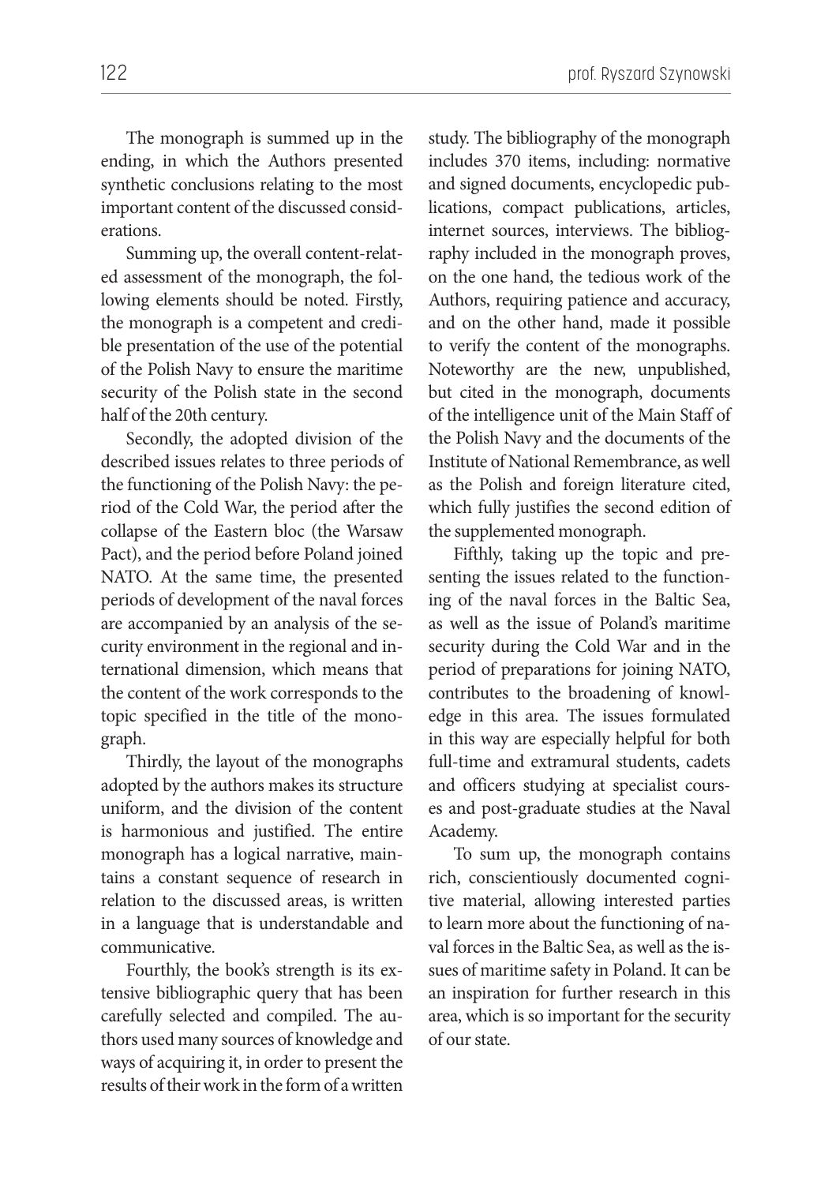The monograph is summed up in the ending, in which the Authors presented synthetic conclusions relating to the most important content of the discussed considerations.

Summing up, the overall content-related assessment of the monograph, the following elements should be noted. Firstly, the monograph is a competent and credible presentation of the use of the potential of the Polish Navy to ensure the maritime security of the Polish state in the second half of the 20th century.

Secondly, the adopted division of the described issues relates to three periods of the functioning of the Polish Navy: the period of the Cold War, the period after the collapse of the Eastern bloc (the Warsaw Pact), and the period before Poland joined NATO. At the same time, the presented periods of development of the naval forces are accompanied by an analysis of the security environment in the regional and international dimension, which means that the content of the work corresponds to the topic specified in the title of the monograph.

Thirdly, the layout of the monographs adopted by the authors makes its structure uniform, and the division of the content is harmonious and justified. The entire monograph has a logical narrative, maintains a constant sequence of research in relation to the discussed areas, is written in a language that is understandable and communicative.

Fourthly, the book's strength is its extensive bibliographic query that has been carefully selected and compiled. The authors used many sources of knowledge and ways of acquiring it, in order to present the results of their work in the form of a written study. The bibliography of the monograph includes 370 items, including: normative and signed documents, encyclopedic publications, compact publications, articles, internet sources, interviews. The bibliography included in the monograph proves, on the one hand, the tedious work of the Authors, requiring patience and accuracy, and on the other hand, made it possible to verify the content of the monographs. Noteworthy are the new, unpublished, but cited in the monograph, documents of the intelligence unit of the Main Staff of the Polish Navy and the documents of the Institute of National Remembrance, as well as the Polish and foreign literature cited, which fully justifies the second edition of the supplemented monograph.

Fifthly, taking up the topic and presenting the issues related to the functioning of the naval forces in the Baltic Sea, as well as the issue of Poland's maritime security during the Cold War and in the period of preparations for joining NATO, contributes to the broadening of knowledge in this area. The issues formulated in this way are especially helpful for both full-time and extramural students, cadets and officers studying at specialist courses and post-graduate studies at the Naval Academy.

To sum up, the monograph contains rich, conscientiously documented cognitive material, allowing interested parties to learn more about the functioning of naval forces in the Baltic Sea, as well as the issues of maritime safety in Poland. It can be an inspiration for further research in this area, which is so important for the security of our state.